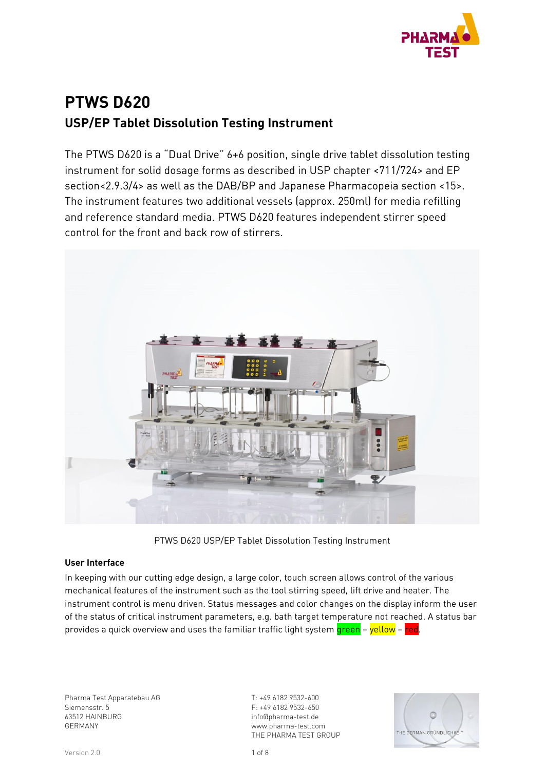# PTWS D620

## USP/EP Tablet Dissolution Testing Instrument

The PTWS D620 is a "Dual Drive" 6+6 position, single drive tablet dissolution testing instrument for solid dosage forms as described in USP chapter <711/724> and EP section<2.9.3/4> as well as the DAB/BP and Japanese Pharmacopeia section <15>. The instrument features two additional vessels (approx. 250ml) for media refilling and reference standard media. PTWS D620 features independent stirrer speed control for the front and back row of stirrers.

PTWS D620 USP/EP Tablet Dissolution Testing Instrument

### User Interface

In keeping with our cutting edge design, a large color, touch screen allows control of the various mechanical features of the instrument such as the tool stirring speed, lift drive and heater. The instrument control is menu driven. Status messages and color changes on the display inform the user of the status of critical instrument parameters, e.g. bath target temperature not reached. A status bar provides a quick overview and uses the familiar traffic light system green – yellow – red.

Pharma Test Apparatebau AG
Siemensstr. 5
63512 HAINBURG
GERMANY

T: +49 6182 9532-600
F: +49 6182 9532-650
info@pharma-test.de
www.pharma-test.com
THE PHARMA TEST GROUP

Version 2.0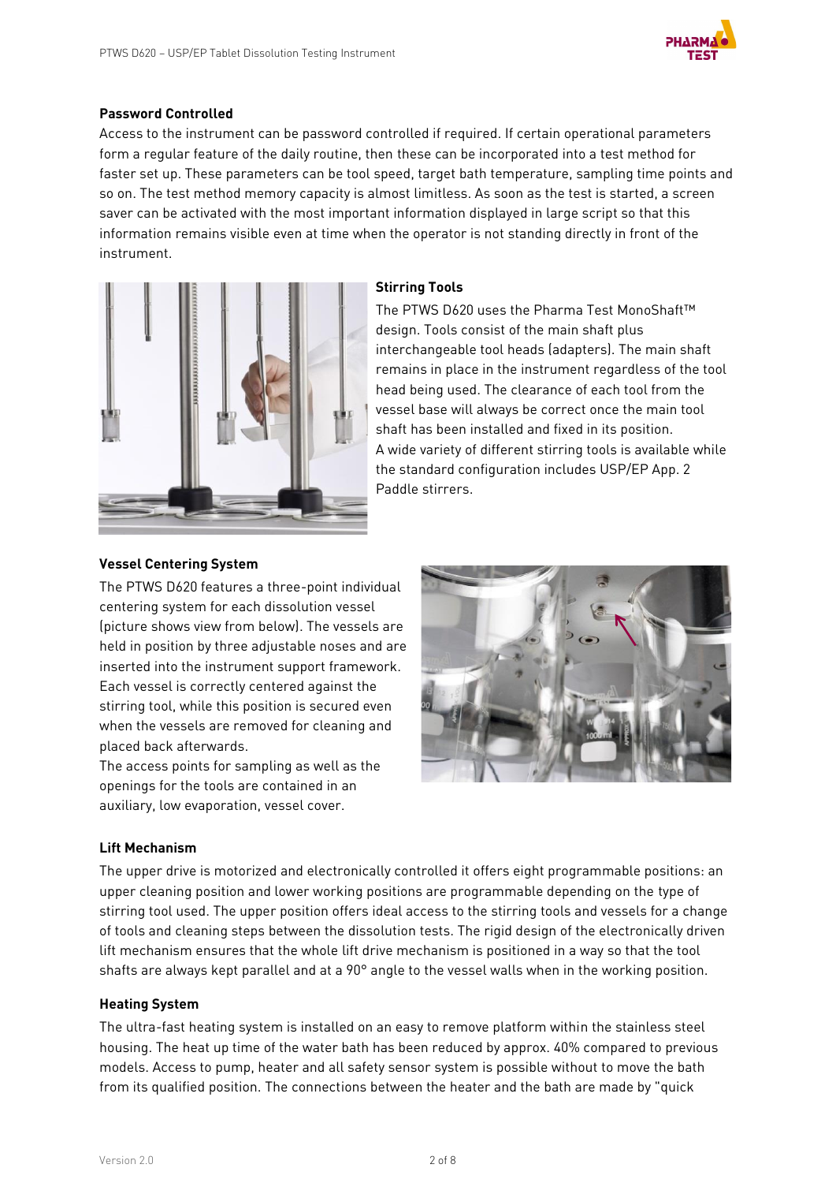### Password Controlled

Access to the instrument can be password controlled if required. If certain operational parameters form a regular feature of the daily routine, then these can be incorporated into a test method for faster set up. These parameters can be tool speed, target bath temperature, sampling time points and so on. The test method memory capacity is almost limitless. As soon as the test is started, a screen saver can be activated with the most important information displayed in large script so that this information remains visible even at time when the operator is not standing directly in front of the instrument.

### Stirring Tools

The PTWS D620 uses the Pharma Test MonoShaft™ design. Tools consist of the main shaft plus interchangeable tool heads (adapters). The main shaft remains in place in the instrument regardless of the tool head being used. The clearance of each tool from the vessel base will always be correct once the main tool shaft has been installed and fixed in its position.
A wide variety of different stirring tools is available while the standard configuration includes USP/EP App. 2 Paddle stirrers.

### Vessel Centering System

The PTWS D620 features a three-point individual centering system for each dissolution vessel (picture shows view from below). The vessels are held in position by three adjustable noses and are inserted into the instrument support framework. Each vessel is correctly centered against the stirring tool, while this position is secured even when the vessels are removed for cleaning and placed back afterwards.
The access points for sampling as well as the openings for the tools are contained in an auxiliary, low evaporation, vessel cover.

### Lift Mechanism

The upper drive is motorized and electronically controlled it offers eight programmable positions: an upper cleaning position and lower working positions are programmable depending on the type of stirring tool used. The upper position offers ideal access to the stirring tools and vessels for a change of tools and cleaning steps between the dissolution tests. The rigid design of the electronically driven lift mechanism ensures that the whole lift drive mechanism is positioned in a way so that the tool shafts are always kept parallel and at a 90° angle to the vessel walls when in the working position.

### Heating System

The ultra-fast heating system is installed on an easy to remove platform within the stainless steel housing. The heat up time of the water bath has been reduced by approx. 40% compared to previous models. Access to pump, heater and all safety sensor system is possible without to move the bath from its qualified position. The connections between the heater and the bath are made by "quick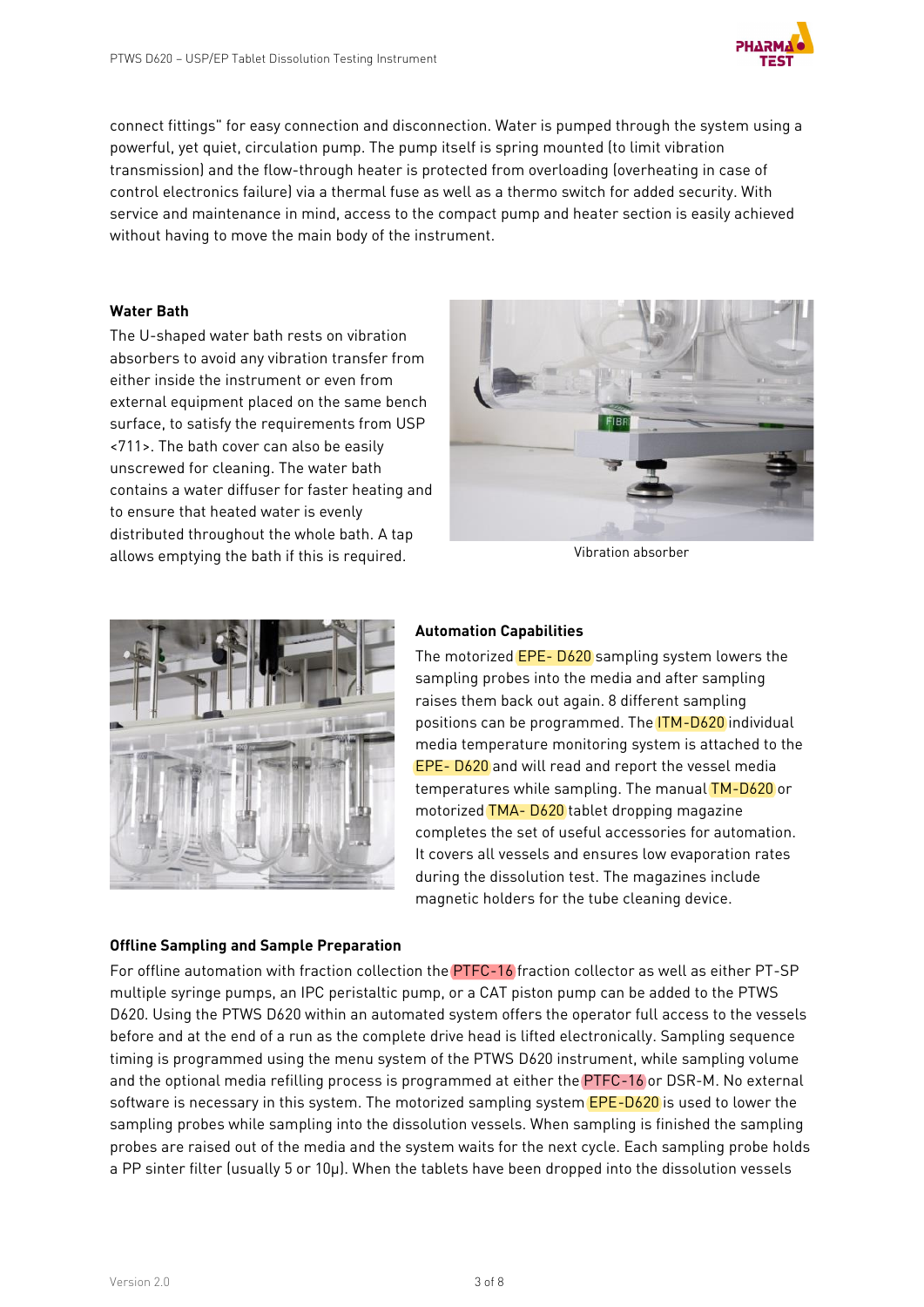connect fittings" for easy connection and disconnection. Water is pumped through the system using a powerful, yet quiet, circulation pump. The pump itself is spring mounted (to limit vibration transmission) and the flow-through heater is protected from overloading (overheating in case of control electronics failure) via a thermal fuse as well as a thermo switch for added security. With service and maintenance in mind, access to the compact pump and heater section is easily achieved without having to move the main body of the instrument.

### Water Bath

The U-shaped water bath rests on vibration absorbers to avoid any vibration transfer from either inside the instrument or even from external equipment placed on the same bench surface, to satisfy the requirements from USP <711>. The bath cover can also be easily unscrewed for cleaning. The water bath contains a water diffuser for faster heating and to ensure that heated water is evenly distributed throughout the whole bath. A tap allows emptying the bath if this is required.

Vibration absorber

### Automation Capabilities

The motorized EPE- D620 sampling system lowers the sampling probes into the media and after sampling raises them back out again. 8 different sampling positions can be programmed. The ITM-D620 individual media temperature monitoring system is attached to the EPE- D620 and will read and report the vessel media temperatures while sampling. The manual TM-D620 or motorized TMA- D620 tablet dropping magazine completes the set of useful accessories for automation. It covers all vessels and ensures low evaporation rates during the dissolution test. The magazines include magnetic holders for the tube cleaning device.

### Offline Sampling and Sample Preparation

For offline automation with fraction collection the PTFC-16 fraction collector as well as either PT-SP multiple syringe pumps, an IPC peristaltic pump, or a CAT piston pump can be added to the PTWS D620. Using the PTWS D620 within an automated system offers the operator full access to the vessels before and at the end of a run as the complete drive head is lifted electronically. Sampling sequence timing is programmed using the menu system of the PTWS D620 instrument, while sampling volume and the optional media refilling process is programmed at either the PTFC-16 or DSR-M. No external software is necessary in this system. The motorized sampling system EPE-D620 is used to lower the sampling probes while sampling into the dissolution vessels. When sampling is finished the sampling probes are raised out of the media and the system waits for the next cycle. Each sampling probe holds a PP sinter filter (usually 5 or 10µ). When the tablets have been dropped into the dissolution vessels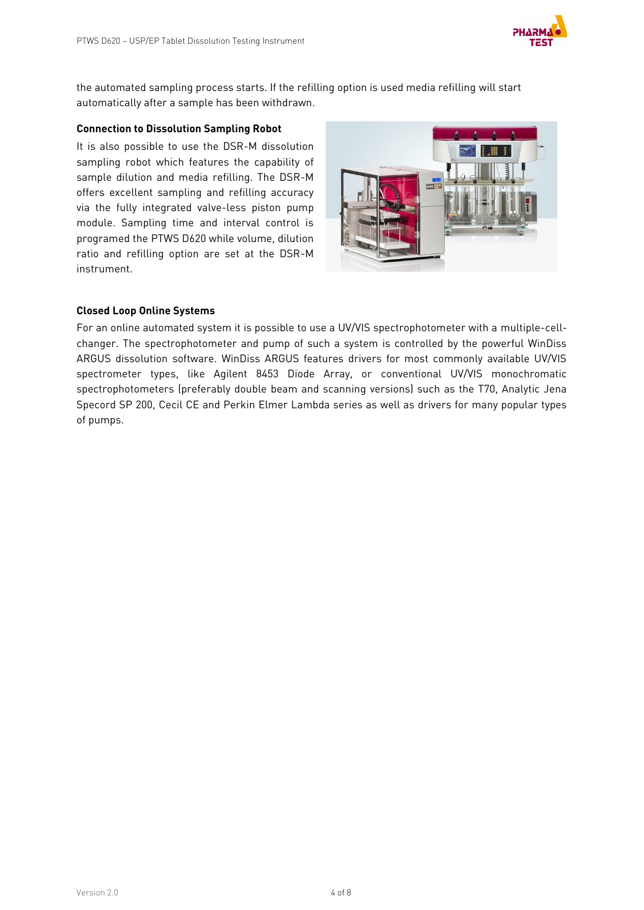the automated sampling process starts. If the refilling option is used media refilling will start automatically after a sample has been withdrawn.

**Connection to Dissolution Sampling Robot**

It is also possible to use the DSR-M dissolution sampling robot which features the capability of sample dilution and media refilling. The DSR-M offers excellent sampling and refilling accuracy via the fully integrated valve-less piston pump module. Sampling time and interval control is programed the PTWS D620 while volume, dilution ratio and refilling option are set at the DSR-M instrument.

**Closed Loop Online Systems**

For an online automated system it is possible to use a UV/VIS spectrophotometer with a multiple-cell-changer. The spectrophotometer and pump of such a system is controlled by the powerful WinDiss ARGUS dissolution software. WinDiss ARGUS features drivers for most commonly available UV/VIS spectrometer types, like Agilent 8453 Diode Array, or conventional UV/VIS monochromatic spectrophotometers (preferably double beam and scanning versions) such as the T70, Analytic Jena Specord SP 200, Cecil CE and Perkin Elmer Lambda series as well as drivers for many popular types of pumps.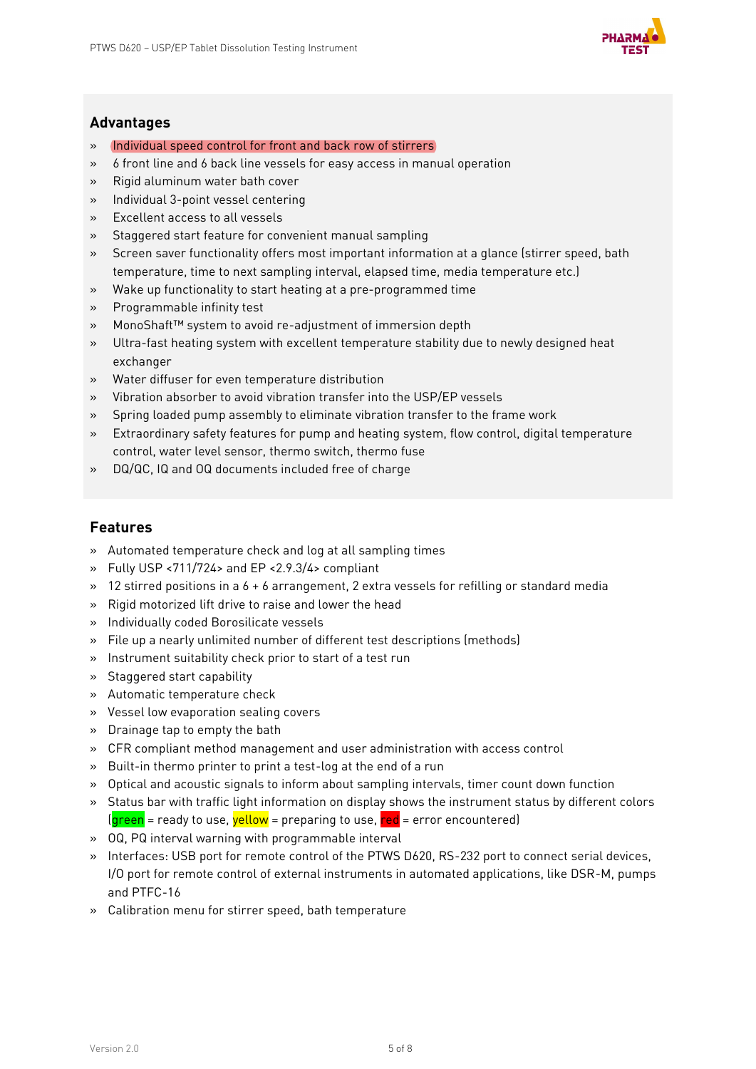## Advantages

- Individual speed control for front and back row of stirrers
- 6 front line and 6 back line vessels for easy access in manual operation
- Rigid aluminum water bath cover
- Individual 3-point vessel centering
- Excellent access to all vessels
- Staggered start feature for convenient manual sampling
- Screen saver functionality offers most important information at a glance (stirrer speed, bath temperature, time to next sampling interval, elapsed time, media temperature etc.)
- Wake up functionality to start heating at a pre-programmed time
- Programmable infinity test
- MonoShaft™ system to avoid re-adjustment of immersion depth
- Ultra-fast heating system with excellent temperature stability due to newly designed heat exchanger
- Water diffuser for even temperature distribution
- Vibration absorber to avoid vibration transfer into the USP/EP vessels
- Spring loaded pump assembly to eliminate vibration transfer to the frame work
- Extraordinary safety features for pump and heating system, flow control, digital temperature control, water level sensor, thermo switch, thermo fuse
- DQ/QC, IQ and OQ documents included free of charge

## Features

- Automated temperature check and log at all sampling times
- Fully USP <711/724> and EP <2.9.3/4> compliant
- 12 stirred positions in a 6 + 6 arrangement, 2 extra vessels for refilling or standard media
- Rigid motorized lift drive to raise and lower the head
- Individually coded Borosilicate vessels
- File up a nearly unlimited number of different test descriptions (methods)
- Instrument suitability check prior to start of a test run
- Staggered start capability
- Automatic temperature check
- Vessel low evaporation sealing covers
- Drainage tap to empty the bath
- CFR compliant method management and user administration with access control
- Built-in thermo printer to print a test-log at the end of a run
- Optical and acoustic signals to inform about sampling intervals, timer count down function
- Status bar with traffic light information on display shows the instrument status by different colors (green = ready to use, yellow = preparing to use, red = error encountered)
- OQ, PQ interval warning with programmable interval
- Interfaces: USB port for remote control of the PTWS D620, RS-232 port to connect serial devices, I/O port for remote control of external instruments in automated applications, like DSR-M, pumps and PTFC-16
- Calibration menu for stirrer speed, bath temperature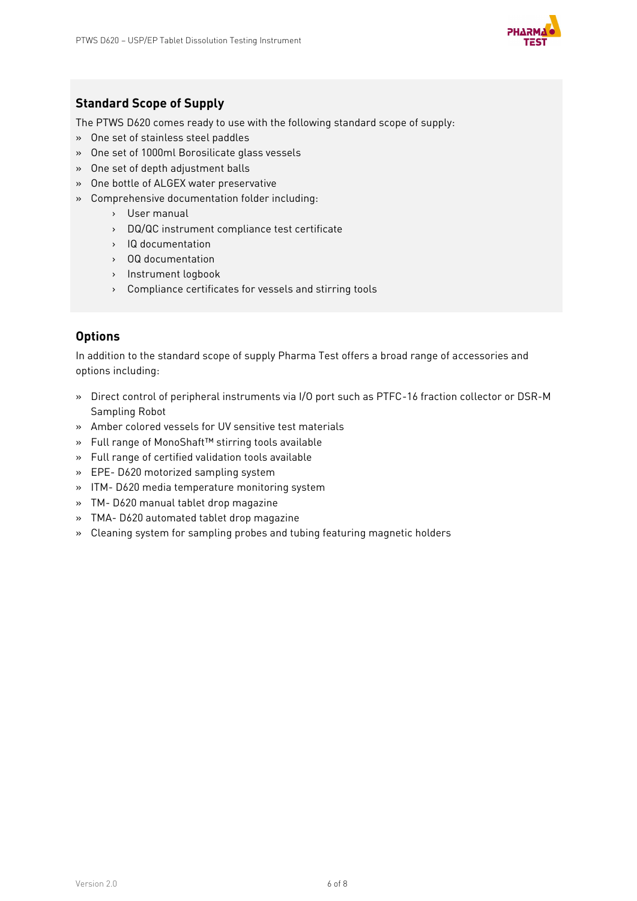## Standard Scope of Supply

The PTWS D620 comes ready to use with the following standard scope of supply:

- One set of stainless steel paddles
- One set of 1000ml Borosilicate glass vessels
- One set of depth adjustment balls
- One bottle of ALGEX water preservative
- Comprehensive documentation folder including:
  - User manual
  - DQ/QC instrument compliance test certificate
  - IQ documentation
  - OQ documentation
  - Instrument logbook
  - Compliance certificates for vessels and stirring tools

## Options

In addition to the standard scope of supply Pharma Test offers a broad range of accessories and options including:

- Direct control of peripheral instruments via I/O port such as PTFC-16 fraction collector or DSR-M Sampling Robot
- Amber colored vessels for UV sensitive test materials
- Full range of MonoShaft™ stirring tools available
- Full range of certified validation tools available
- EPE- D620 motorized sampling system
- ITM- D620 media temperature monitoring system
- TM- D620 manual tablet drop magazine
- TMA- D620 automated tablet drop magazine
- Cleaning system for sampling probes and tubing featuring magnetic holders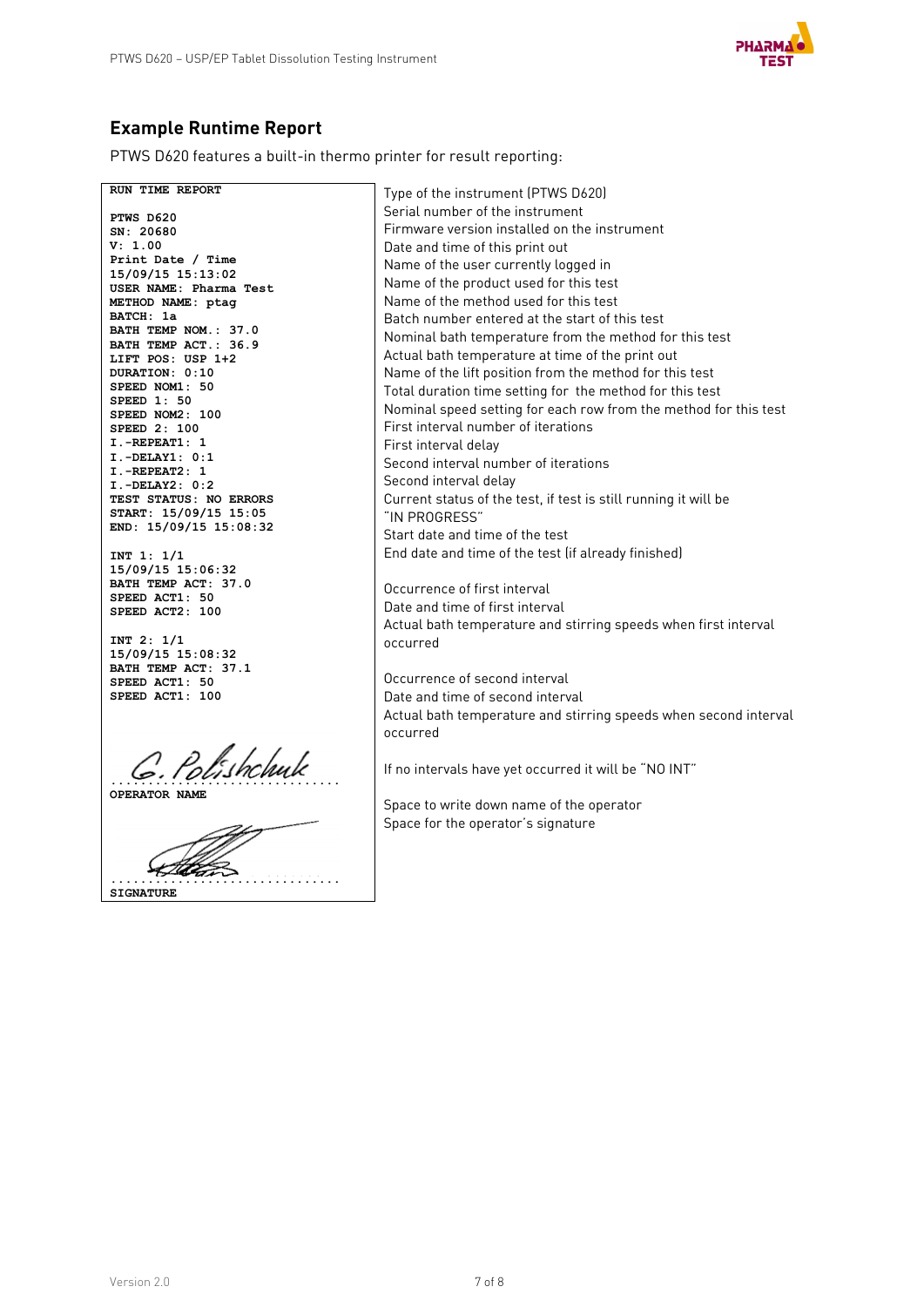## Example Runtime Report

PTWS D620 features a built-in thermo printer for result reporting:

| Printout | Description |
|---|---|
| RUN TIME REPORT | |
| PTWS D620 | Type of the instrument (PTWS D620) |
| SN: 20680 | Serial number of the instrument |
| V: 1.00 | Firmware version installed on the instrument |
| Print Date / Time 15/09/15 15:13:02 | Date and time of this print out |
| USER NAME: Pharma Test | Name of the user currently logged in |
| METHOD NAME: ptag | Name of the product used for this test |
| | Name of the method used for this test |
| BATCH: 1a | Batch number entered at the start of this test |
| BATH TEMP NOM.: 37.0 | Nominal bath temperature from the method for this test |
| BATH TEMP ACT.: 36.9 | Actual bath temperature at time of the print out |
| LIFT POS: USP 1+2 | Name of the lift position from the method for this test |
| DURATION: 0:10 | Total duration time setting for the method for this test |
| SPEED NOM1: 50<br>SPEED 1: 50<br>SPEED NOM2: 100<br>SPEED 2: 100 | Nominal speed setting for each row from the method for this test |
| I.-REPEAT1: 1 | First interval number of iterations |
| I.-DELAY1: 0:1 | First interval delay |
| I.-REPEAT2: 1 | Second interval number of iterations |
| I.-DELAY2: 0:2 | Second interval delay |
| TEST STATUS: NO ERRORS | Current status of the test, if test is still running it will be "IN PROGRESS" |
| START: 15/09/15 15:05 | Start date and time of the test |
| END: 15/09/15 15:08:32 | End date and time of the test (if already finished) |
| INT 1: 1/1 | Occurrence of first interval |
| 15/09/15 15:06:32 | Date and time of first interval |
| BATH TEMP ACT: 37.0<br>SPEED ACT1: 50<br>SPEED ACT2: 100 | Actual bath temperature and stirring speeds when first interval occurred |
| INT 2: 1/1 | Occurrence of second interval |
| 15/09/15 15:08:32 | Date and time of second interval |
| BATH TEMP ACT: 37.1<br>SPEED ACT1: 50<br>SPEED ACT1: 100 | Actual bath temperature and stirring speeds when second interval occurred |
| | If no intervals have yet occurred it will be "NO INT" |
| G. Polishchuk<br>OPERATOR NAME | Space to write down name of the operator |
| SIGNATURE | Space for the operator's signature |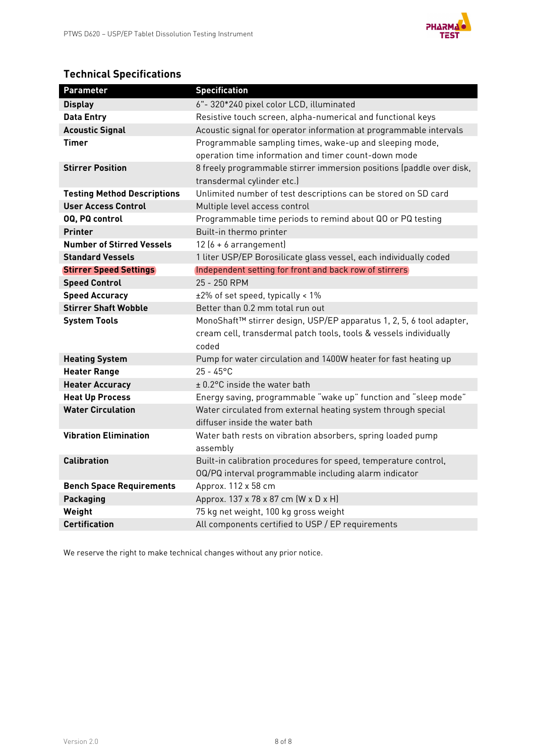## Technical Specifications

| Parameter | Specification |
| --- | --- |
| **Display** | 6"- 320*240 pixel color LCD, illuminated |
| **Data Entry** | Resistive touch screen, alpha-numerical and functional keys |
| **Acoustic Signal** | Acoustic signal for operator information at programmable intervals |
| **Timer** | Programmable sampling times, wake-up and sleeping mode, operation time information and timer count-down mode |
| **Stirrer Position** | 8 freely programmable stirrer immersion positions (paddle over disk, transdermal cylinder etc.) |
| **Testing Method Descriptions** | Unlimited number of test descriptions can be stored on SD card |
| **User Access Control** | Multiple level access control |
| **OQ, PQ control** | Programmable time periods to remind about OQ or PQ testing |
| **Printer** | Built-in thermo printer |
| **Number of Stirred Vessels** | 12 (6 + 6 arrangement) |
| **Standard Vessels** | 1 liter USP/EP Borosilicate glass vessel, each individually coded |
| **Stirrer Speed Settings** | Independent setting for front and back row of stirrers |
| **Speed Control** | 25 - 250 RPM |
| **Speed Accuracy** | ±2% of set speed, typically < 1% |
| **Stirrer Shaft Wobble** | Better than 0.2 mm total run out |
| **System Tools** | MonoShaft™ stirrer design, USP/EP apparatus 1, 2, 5, 6 tool adapter, cream cell, transdermal patch tools, tools & vessels individually coded |
| **Heating System** | Pump for water circulation and 1400W heater for fast heating up |
| **Heater Range** | 25 - 45°C |
| **Heater Accuracy** | ± 0.2°C inside the water bath |
| **Heat Up Process** | Energy saving, programmable "wake up" function and "sleep mode" |
| **Water Circulation** | Water circulated from external heating system through special diffuser inside the water bath |
| **Vibration Elimination** | Water bath rests on vibration absorbers, spring loaded pump assembly |
| **Calibration** | Built-in calibration procedures for speed, temperature control, OQ/PQ interval programmable including alarm indicator |
| **Bench Space Requirements** | Approx. 112 x 58 cm |
| **Packaging** | Approx. 137 x 78 x 87 cm (W x D x H) |
| **Weight** | 75 kg net weight, 100 kg gross weight |
| **Certification** | All components certified to USP / EP requirements |

We reserve the right to make technical changes without any prior notice.